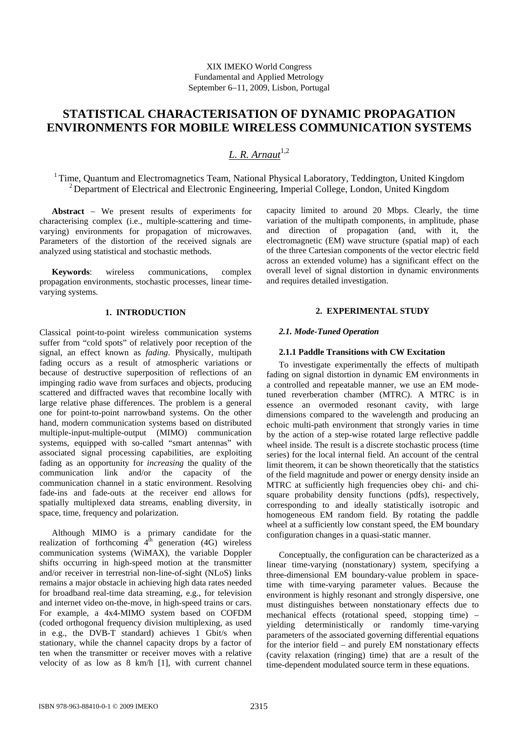XIX IMEKO World Congress
Fundamental and Applied Metrology
September 6–11, 2009, Lisbon, Portugal

# STATISTICAL CHARACTERISATION OF DYNAMIC PROPAGATION ENVIRONMENTS FOR MOBILE WIRELESS COMMUNICATION SYSTEMS

*L. R. Arnaut*[1,2]

[1] Time, Quantum and Electromagnetics Team, National Physical Laboratory, Teddington, United Kingdom
[2] Department of Electrical and Electronic Engineering, Imperial College, London, United Kingdom

**Abstract** – We present results of experiments for characterising complex (i.e., multiple-scattering and time-varying) environments for propagation of microwaves. Parameters of the distortion of the received signals are analyzed using statistical and stochastic methods.

**Keywords**: wireless communications, complex propagation environments, stochastic processes, linear time-varying systems.

## 1. INTRODUCTION

Classical point-to-point wireless communication systems suffer from "cold spots" of relatively poor reception of the signal, an effect known as *fading*. Physically, multipath fading occurs as a result of atmospheric variations or because of destructive superposition of reflections of an impinging radio wave from surfaces and objects, producing scattered and diffracted waves that recombine locally with large relative phase differences. The problem is a general one for point-to-point narrowband systems. On the other hand, modern communication systems based on distributed multiple-input-multiple-output (MIMO) communication systems, equipped with so-called "smart antennas" with associated signal processing capabilities, are exploiting fading as an opportunity for *increasing* the quality of the communication link and/or the capacity of the communication channel in a static environment. Resolving fade-ins and fade-outs at the receiver end allows for spatially multiplexed data streams, enabling diversity, in space, time, frequency and polarization.

Although MIMO is a primary candidate for the realization of forthcoming 4$^{th}$ generation (4G) wireless communication systems (WiMAX), the variable Doppler shifts occurring in high-speed motion at the transmitter and/or receiver in terrestrial non-line-of-sight (NLoS) links remains a major obstacle in achieving high data rates needed for broadband real-time data streaming, e.g., for television and internet video on-the-move, in high-speed trains or cars. For example, a 4x4-MIMO system based on COFDM (coded orthogonal frequency division multiplexing, as used in e.g., the DVB-T standard) achieves 1 Gbit/s when stationary, while the channel capacity drops by a factor of ten when the transmitter or receiver moves with a relative velocity of as low as 8 km/h [1], with current channel capacity limited to around 20 Mbps. Clearly, the time variation of the multipath components, in amplitude, phase and direction of propagation (and, with it, the electromagnetic (EM) wave structure (spatial map) of each of the three Cartesian components of the vector electric field across an extended volume) has a significant effect on the overall level of signal distortion in dynamic environments and requires detailed investigation.

## 2. EXPERIMENTAL STUDY

### *2.1. Mode-Tuned Operation*

#### 2.1.1 Paddle Transitions with CW Excitation

To investigate experimentally the effects of multipath fading on signal distortion in dynamic EM environments in a controlled and repeatable manner, we use an EM mode-tuned reverberation chamber (MTRC). A MTRC is in essence an overmoded resonant cavity, with large dimensions compared to the wavelength and producing an echoic multi-path environment that strongly varies in time by the action of a step-wise rotated large reflective paddle wheel inside. The result is a discrete stochastic process (time series) for the local internal field. An account of the central limit theorem, it can be shown theoretically that the statistics of the field magnitude and power or energy density inside an MTRC at sufficiently high frequencies obey chi- and chi-square probability density functions (pdfs), respectively, corresponding to and ideally statistically isotropic and homogeneous EM random field. By rotating the paddle wheel at a sufficiently low constant speed, the EM boundary configuration changes in a quasi-static manner.

Conceptually, the configuration can be characterized as a linear time-varying (nonstationary) system, specifying a three-dimensional EM boundary-value problem in space-time with time-varying parameter values. Because the environment is highly resonant and strongly dispersive, one must distinguishes between nonstationary effects due to mechanical effects (rotational speed, stopping time) – yielding deterministically or randomly time-varying parameters of the associated governing differential equations for the interior field – and purely EM nonstationary effects (cavity relaxation (ringing) time) that are a result of the time-dependent modulated source term in these equations.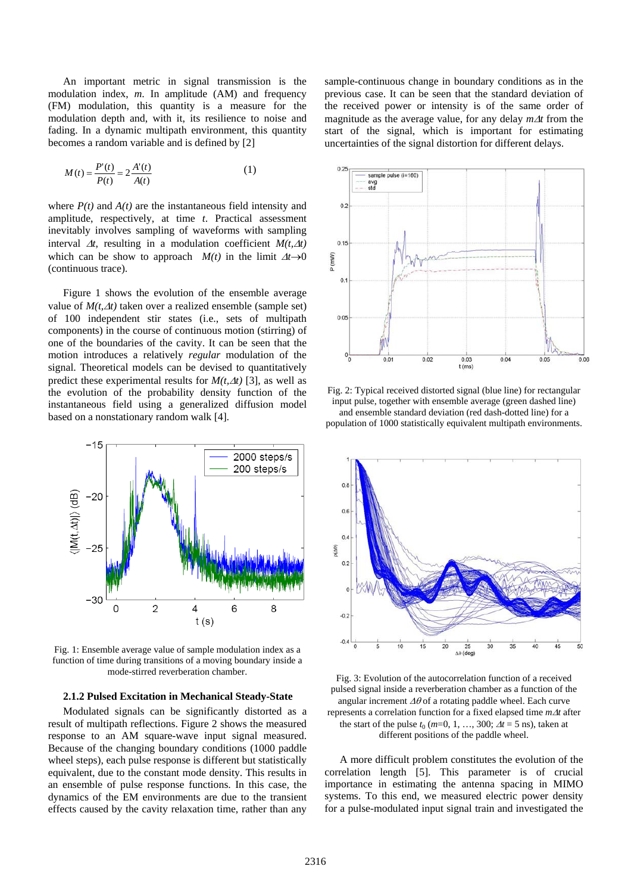An important metric in signal transmission is the modulation index, *m*. In amplitude (AM) and frequency (FM) modulation, this quantity is a measure for the modulation depth and, with it, its resilience to noise and fading. In a dynamic multipath environment, this quantity becomes a random variable and is defined by [2]

$$M(t) = \frac{P'(t)}{P(t)} = 2\frac{A'(t)}{A(t)} \qquad (1)$$

where $P(t)$ and $A(t)$ are the instantaneous field intensity and amplitude, respectively, at time *t*. Practical assessment inevitably involves sampling of waveforms with sampling interval $\Delta t$, resulting in a modulation coefficient $M(t,\Delta t)$ which can be show to approach $M(t)$ in the limit $\Delta t \to 0$ (continuous trace).

Figure 1 shows the evolution of the ensemble average value of $M(t,\Delta t)$ taken over a realized ensemble (sample set) of 100 independent stir states (i.e., sets of multipath components) in the course of continuous motion (stirring) of one of the boundaries of the cavity. It can be seen that the motion introduces a relatively *regular* modulation of the signal. Theoretical models can be devised to quantitatively predict these experimental results for $M(t,\Delta t)$ [3], as well as the evolution of the probability density function of the instantaneous field using a generalized diffusion model based on a nonstationary random walk [4].

Fig. 1: Ensemble average value of sample modulation index as a function of time during transitions of a moving boundary inside a mode-stirred reverberation chamber.

### 2.1.2 Pulsed Excitation in Mechanical Steady-State

Modulated signals can be significantly distorted as a result of multipath reflections. Figure 2 shows the measured response to an AM square-wave input signal measured. Because of the changing boundary conditions (1000 paddle wheel steps), each pulse response is different but statistically equivalent, due to the constant mode density. This results in an ensemble of pulse response functions. In this case, the dynamics of the EM environments are due to the transient effects caused by the cavity relaxation time, rather than any sample-continuous change in boundary conditions as in the previous case. It can be seen that the standard deviation of the received power or intensity is of the same order of magnitude as the average value, for any delay $m\Delta t$ from the start of the signal, which is important for estimating uncertainties of the signal distortion for different delays.

Fig. 2: Typical received distorted signal (blue line) for rectangular input pulse, together with ensemble average (green dashed line) and ensemble standard deviation (red dash-dotted line) for a population of 1000 statistically equivalent multipath environments.

Fig. 3: Evolution of the autocorrelation function of a received pulsed signal inside a reverberation chamber as a function of the angular increment $\Delta\theta$ of a rotating paddle wheel. Each curve represents a correlation function for a fixed elapsed time $m\Delta t$ after the start of the pulse $t_0$ ($m$=0, 1, …, 300; $\Delta t$ = 5 ns), taken at different positions of the paddle wheel.

A more difficult problem constitutes the evolution of the correlation length [5]. This parameter is of crucial importance in estimating the antenna spacing in MIMO systems. To this end, we measured electric power density for a pulse-modulated input signal train and investigated the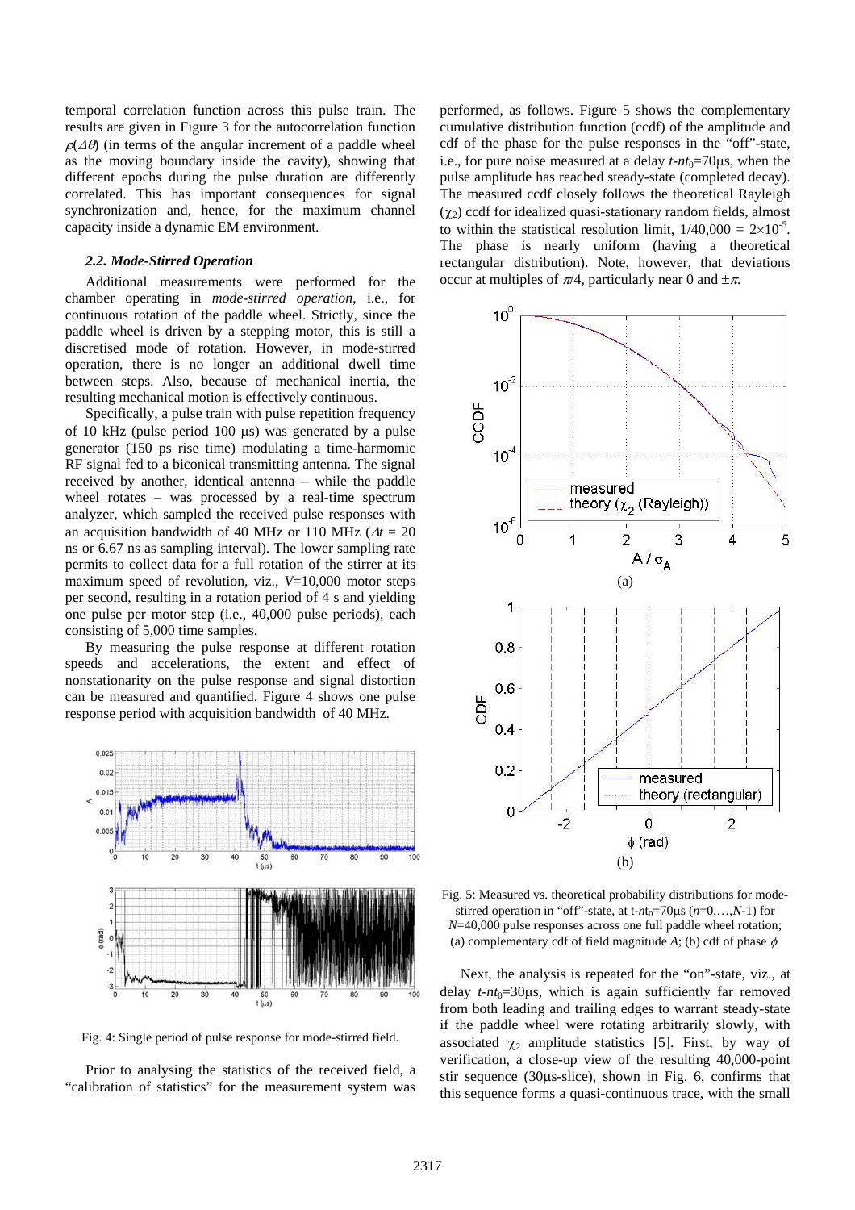temporal correlation function across this pulse train. The results are given in Figure 3 for the autocorrelation function $\rho(\Delta\theta)$ (in terms of the angular increment of a paddle wheel as the moving boundary inside the cavity), showing that different epochs during the pulse duration are differently correlated. This has important consequences for signal synchronization and, hence, for the maximum channel capacity inside a dynamic EM environment.

### 2.2. Mode-Stirred Operation

Additional measurements were performed for the chamber operating in *mode-stirred operation*, i.e., for continuous rotation of the paddle wheel. Strictly, since the paddle wheel is driven by a stepping motor, this is still a discretised mode of rotation. However, in mode-stirred operation, there is no longer an additional dwell time between steps. Also, because of mechanical inertia, the resulting mechanical motion is effectively continuous.

Specifically, a pulse train with pulse repetition frequency of 10 kHz (pulse period 100 μs) was generated by a pulse generator (150 ps rise time) modulating a time-harmonic RF signal fed to a biconical transmitting antenna. The signal received by another, identical antenna – while the paddle wheel rotates – was processed by a real-time spectrum analyzer, which sampled the received pulse responses with an acquisition bandwidth of 40 MHz or 110 MHz ($\Delta t$ = 20 ns or 6.67 ns as sampling interval). The lower sampling rate permits to collect data for a full rotation of the stirrer at its maximum speed of revolution, viz., $V$=10,000 motor steps per second, resulting in a rotation period of 4 s and yielding one pulse per motor step (i.e., 40,000 pulse periods), each consisting of 5,000 time samples.

By measuring the pulse response at different rotation speeds and accelerations, the extent and effect of nonstationarity on the pulse response and signal distortion can be measured and quantified. Figure 4 shows one pulse response period with acquisition bandwidth of 40 MHz.

Fig. 4: Single period of pulse response for mode-stirred field.

Prior to analysing the statistics of the received field, a "calibration of statistics" for the measurement system was performed, as follows. Figure 5 shows the complementary cumulative distribution function (ccdf) of the amplitude and cdf of the phase for the pulse responses in the "off"-state, i.e., for pure noise measured at a delay $t$-$nt_0$=70μs, when the pulse amplitude has reached steady-state (completed decay). The measured ccdf closely follows the theoretical Rayleigh ($\chi_2$) ccdf for idealized quasi-stationary random fields, almost to within the statistical resolution limit, $1/40{,}000 = 2\times10^{-5}$. The phase is nearly uniform (having a theoretical rectangular distribution). Note, however, that deviations occur at multiples of $\pi/4$, particularly near 0 and $\pm\pi$.

Fig. 5: Measured vs. theoretical probability distributions for mode-stirred operation in "off"-state, at $t$-$nt_0$=70μs ($n$=0,…,$N$-1) for $N$=40,000 pulse responses across one full paddle wheel rotation; (a) complementary cdf of field magnitude $A$; (b) cdf of phase $\phi$.

Next, the analysis is repeated for the "on"-state, viz., at delay $t$-$nt_0$=30μs, which is again sufficiently far removed from both leading and trailing edges to warrant steady-state if the paddle wheel were rotating arbitrarily slowly, with associated $\chi_2$ amplitude statistics [5]. First, by way of verification, a close-up view of the resulting 40,000-point stir sequence (30μs-slice), shown in Fig. 6, confirms that this sequence forms a quasi-continuous trace, with the small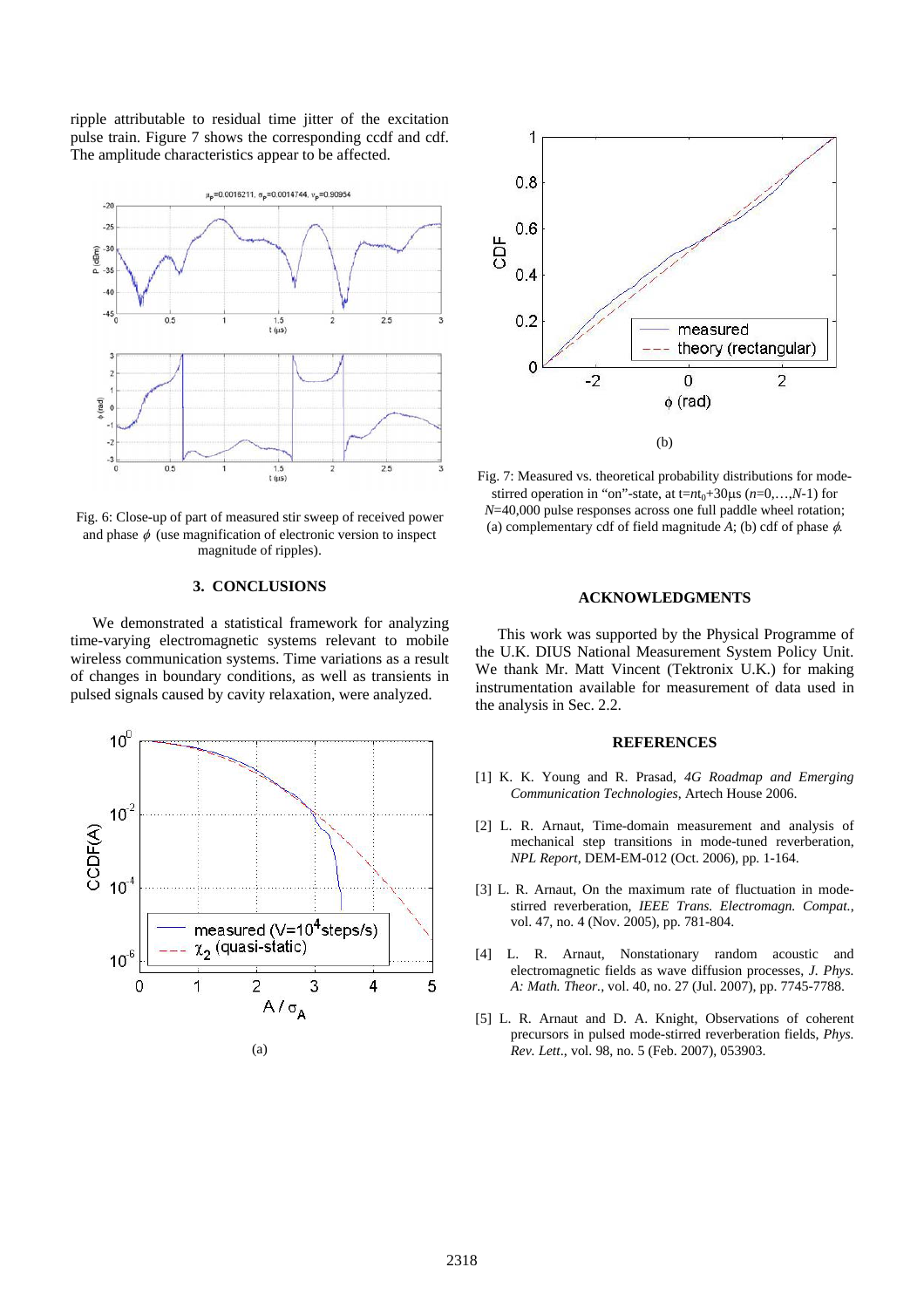ripple attributable to residual time jitter of the excitation pulse train. Figure 7 shows the corresponding ccdf and cdf. The amplitude characteristics appear to be affected.

$\mu_P$=0.0016211, $\sigma_P$=0.0014744, $\nu_P$=0.90954

P (dBm)

t (μs)

ϕ (rad)

t (μs)

Fig. 6: Close-up of part of measured stir sweep of received power and phase $\phi$ (use magnification of electronic version to inspect magnitude of ripples).

## 3. CONCLUSIONS

We demonstrated a statistical framework for analyzing time-varying electromagnetic systems relevant to mobile wireless communication systems. Time variations as a result of changes in boundary conditions, as well as transients in pulsed signals caused by cavity relaxation, were analyzed.

CCDF(A)

measured (V=$10^4$steps/s)

$\chi_2$ (quasi-static)

$A / \sigma_A$

(a)

CDF

measured

theory (rectangular)

ϕ (rad)

(b)

Fig. 7: Measured vs. theoretical probability distributions for mode-stirred operation in "on"-state, at $t=nt_0+30\mu s$ ($n=0,\ldots,N-1$) for $N$=40,000 pulse responses across one full paddle wheel rotation; (a) complementary cdf of field magnitude $A$; (b) cdf of phase $\phi$.

## ACKNOWLEDGMENTS

This work was supported by the Physical Programme of the U.K. DIUS National Measurement System Policy Unit. We thank Mr. Matt Vincent (Tektronix U.K.) for making instrumentation available for measurement of data used in the analysis in Sec. 2.2.

## REFERENCES

[1] K. K. Young and R. Prasad, *4G Roadmap and Emerging Communication Technologies*, Artech House 2006.

[2] L. R. Arnaut, Time-domain measurement and analysis of mechanical step transitions in mode-tuned reverberation, *NPL Report*, DEM-EM-012 (Oct. 2006), pp. 1-164.

[3] L. R. Arnaut, On the maximum rate of fluctuation in mode-stirred reverberation, *IEEE Trans. Electromagn. Compat.*, vol. 47, no. 4 (Nov. 2005), pp. 781-804.

[4] L. R. Arnaut, Nonstationary random acoustic and electromagnetic fields as wave diffusion processes, *J. Phys. A: Math. Theor.*, vol. 40, no. 27 (Jul. 2007), pp. 7745-7788.

[5] L. R. Arnaut and D. A. Knight, Observations of coherent precursors in pulsed mode-stirred reverberation fields, *Phys. Rev. Lett*., vol. 98, no. 5 (Feb. 2007), 053903.